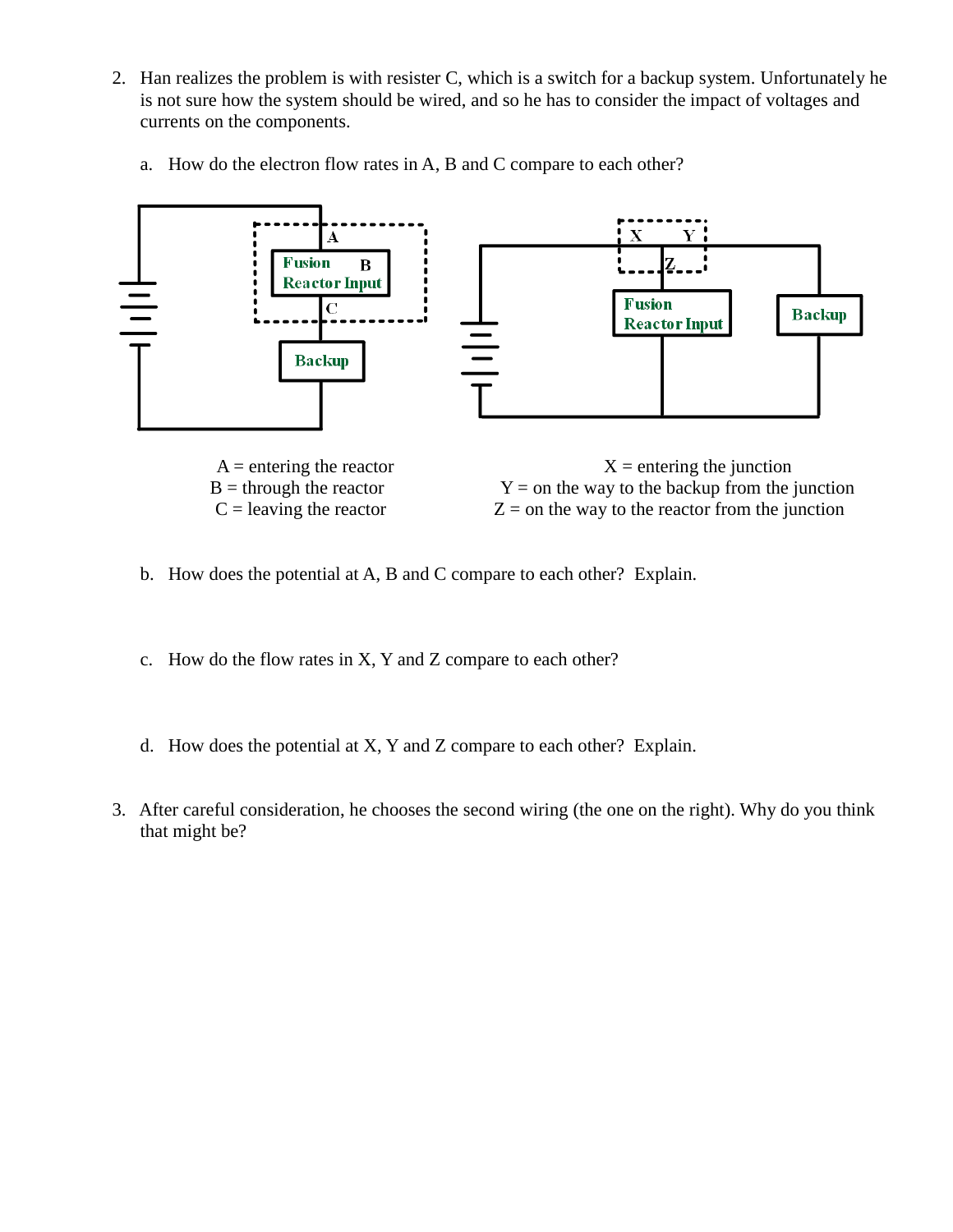2. Han realizes the problem is with resister C, which is a switch for a backup system. Unfortunately he is not sure how the system should be wired, and so he has to consider the impact of voltages and currents on the components.

   a. How do the electron flow rates in A, B and C compare to each other?

A = entering the reactor
B = through the reactor
C = leaving the reactor

X = entering the junction
Y = on the way to the backup from the junction
Z = on the way to the reactor from the junction

   b. How does the potential at A, B and C compare to each other? Explain.

   c. How do the flow rates in X, Y and Z compare to each other?

   d. How does the potential at X, Y and Z compare to each other? Explain.

3. After careful consideration, he chooses the second wiring (the one on the right). Why do you think that might be?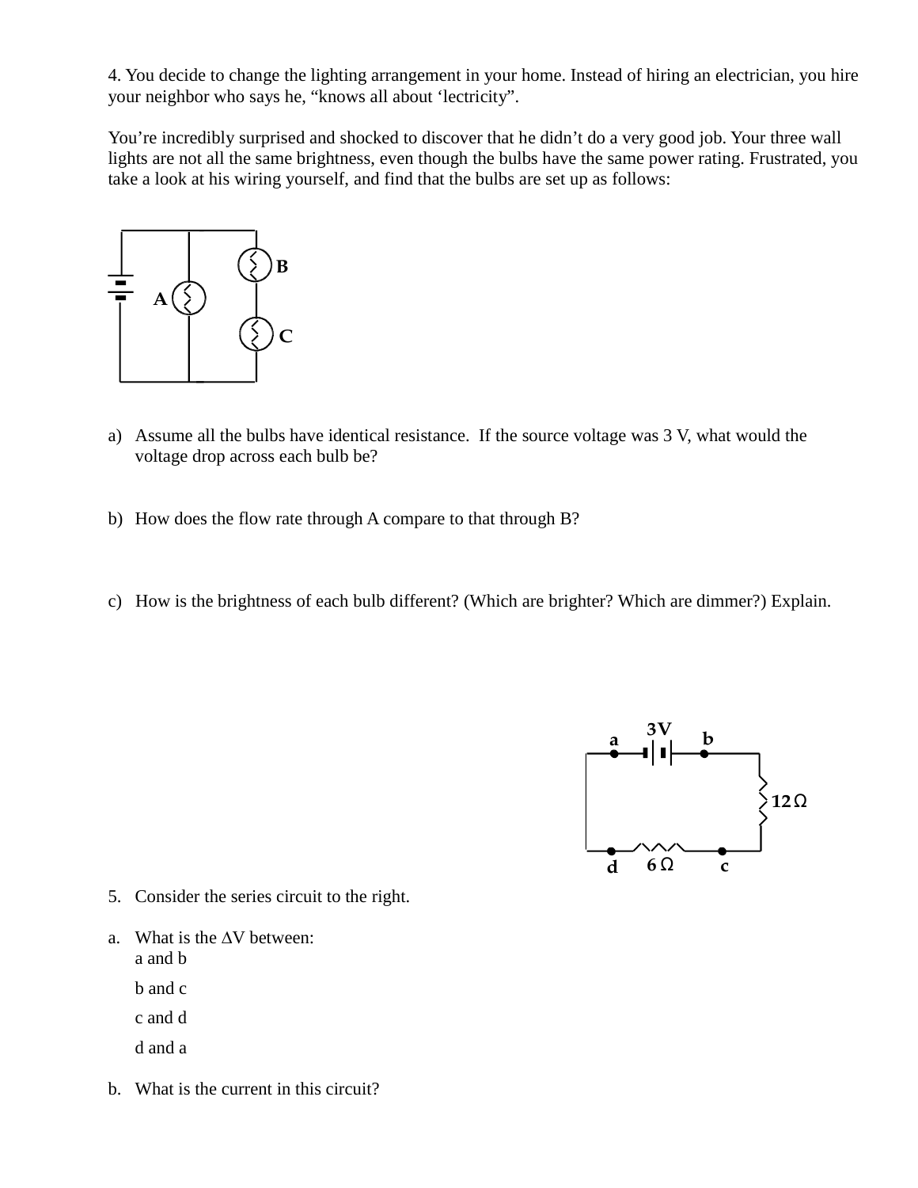4. You decide to change the lighting arrangement in your home. Instead of hiring an electrician, you hire your neighbor who says he, “knows all about ‘lectricity”.

You’re incredibly surprised and shocked to discover that he didn’t do a very good job. Your three wall lights are not all the same brightness, even though the bulbs have the same power rating. Frustrated, you take a look at his wiring yourself, and find that the bulbs are set up as follows:

a) Assume all the bulbs have identical resistance. If the source voltage was 3 V, what would the voltage drop across each bulb be?

b) How does the flow rate through A compare to that through B?

c) How is the brightness of each bulb different? (Which are brighter? Which are dimmer?) Explain.

5. Consider the series circuit to the right.

a. What is the $\Delta V$ between:
   - a and b
   - b and c
   - c and d
   - d and a

b. What is the current in this circuit?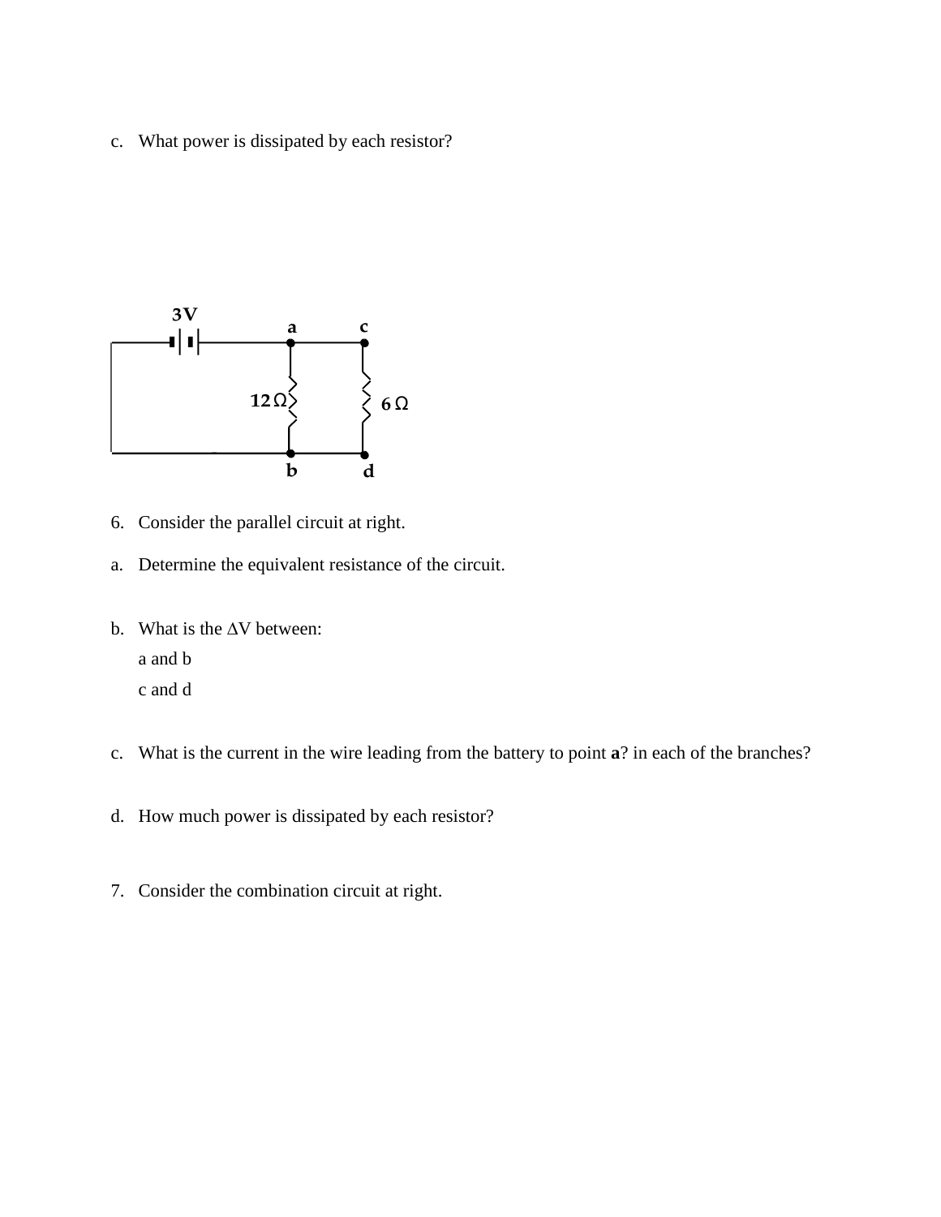c. What power is dissipated by each resistor?

6. Consider the parallel circuit at right.

a. Determine the equivalent resistance of the circuit.

b. What is the $\Delta V$ between:

 a and b

 c and d

c. What is the current in the wire leading from the battery to point **a**? in each of the branches?

d. How much power is dissipated by each resistor?

7. Consider the combination circuit at right.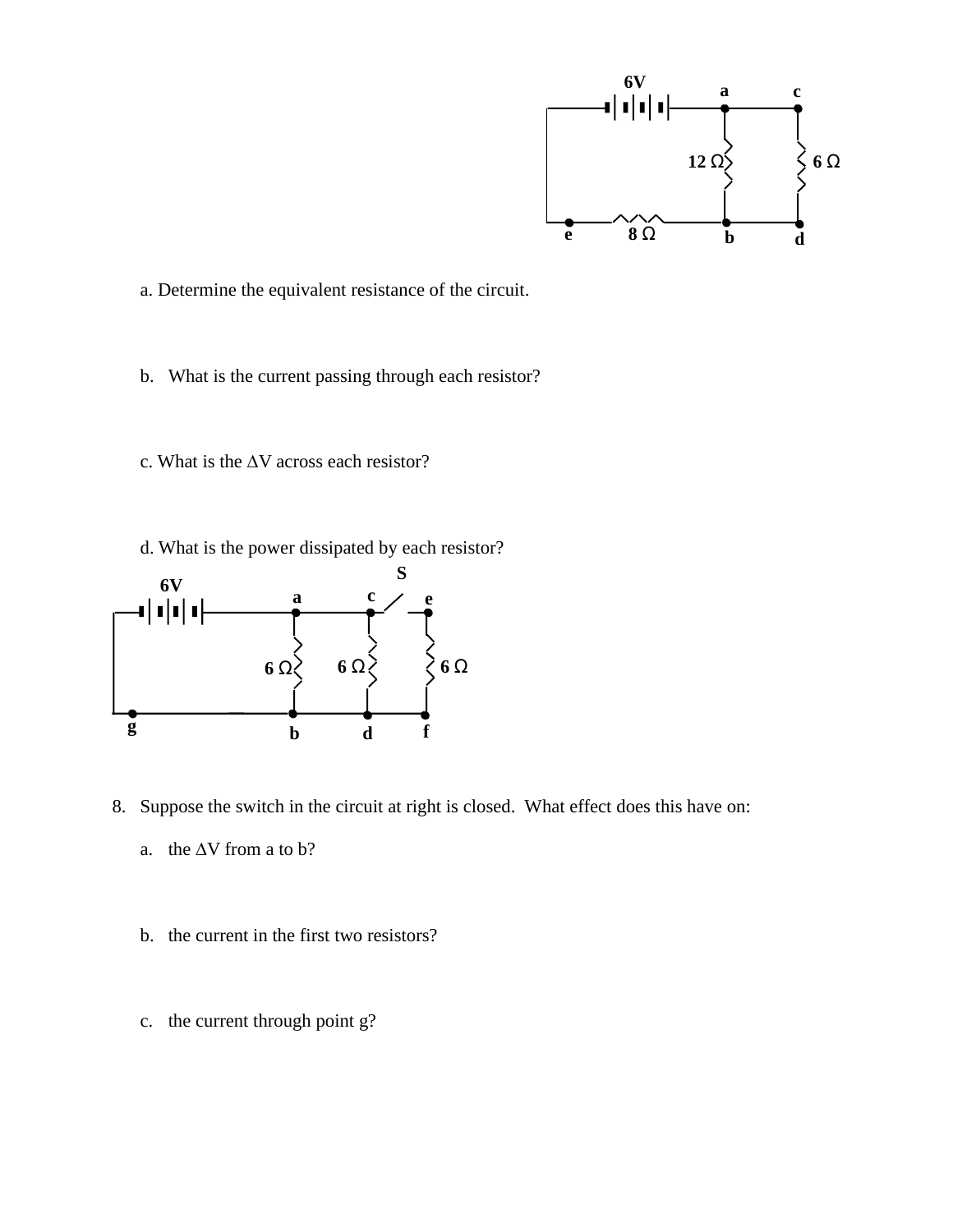a. Determine the equivalent resistance of the circuit.

b. What is the current passing through each resistor?

c. What is the $\Delta V$ across each resistor?

d. What is the power dissipated by each resistor?

8. Suppose the switch in the circuit at right is closed. What effect does this have on:

   a. the $\Delta V$ from a to b?

   b. the current in the first two resistors?

   c. the current through point g?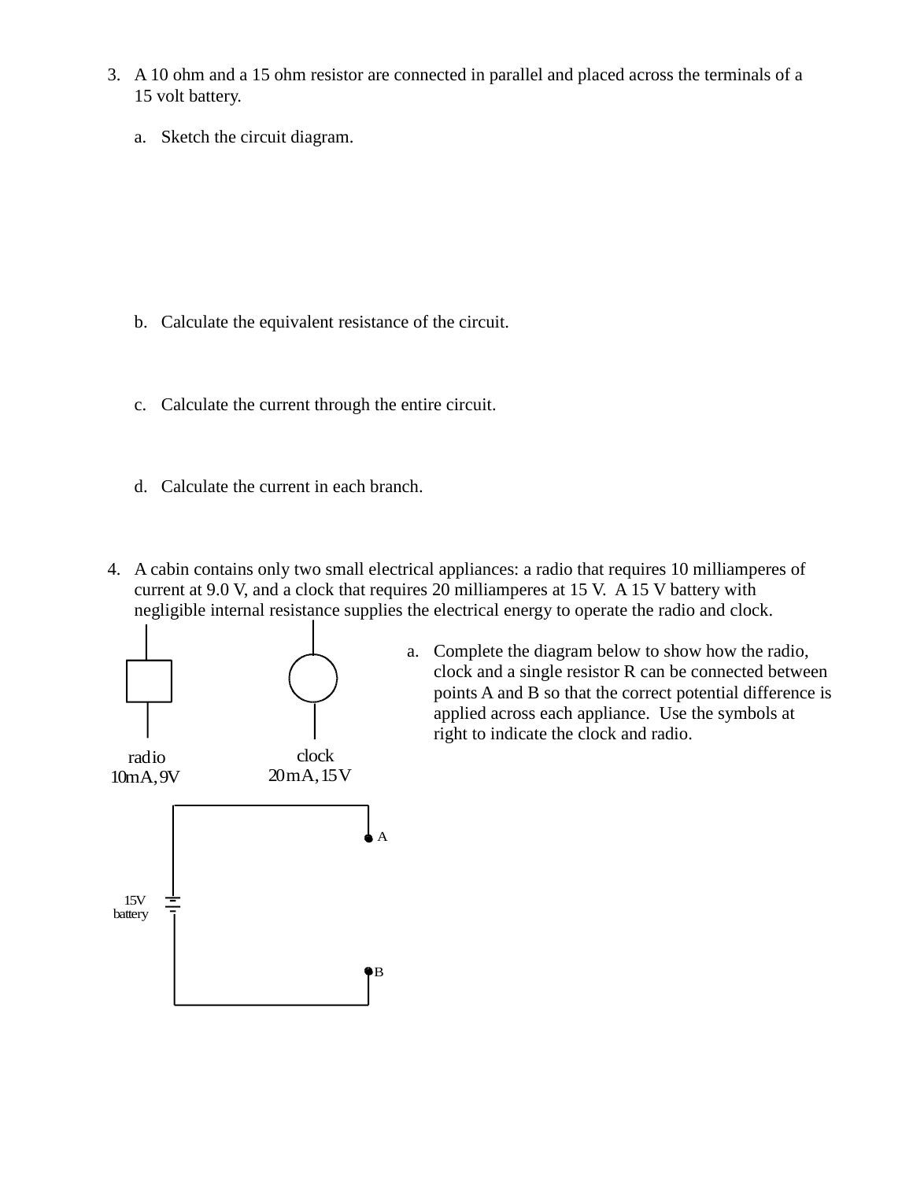3. A 10 ohm and a 15 ohm resistor are connected in parallel and placed across the terminals of a 15 volt battery.

   a. Sketch the circuit diagram.

   b. Calculate the equivalent resistance of the circuit.

   c. Calculate the current through the entire circuit.

   d. Calculate the current in each branch.

4. A cabin contains only two small electrical appliances: a radio that requires 10 milliamperes of current at 9.0 V, and a clock that requires 20 milliamperes at 15 V. A 15 V battery with negligible internal resistance supplies the electrical energy to operate the radio and clock.

   a. Complete the diagram below to show how the radio, clock and a single resistor R can be connected between points A and B so that the correct potential difference is applied across each appliance. Use the symbols at right to indicate the clock and radio.

radio
10mA, 9V

clock
20mA, 15V

A

15V
battery

B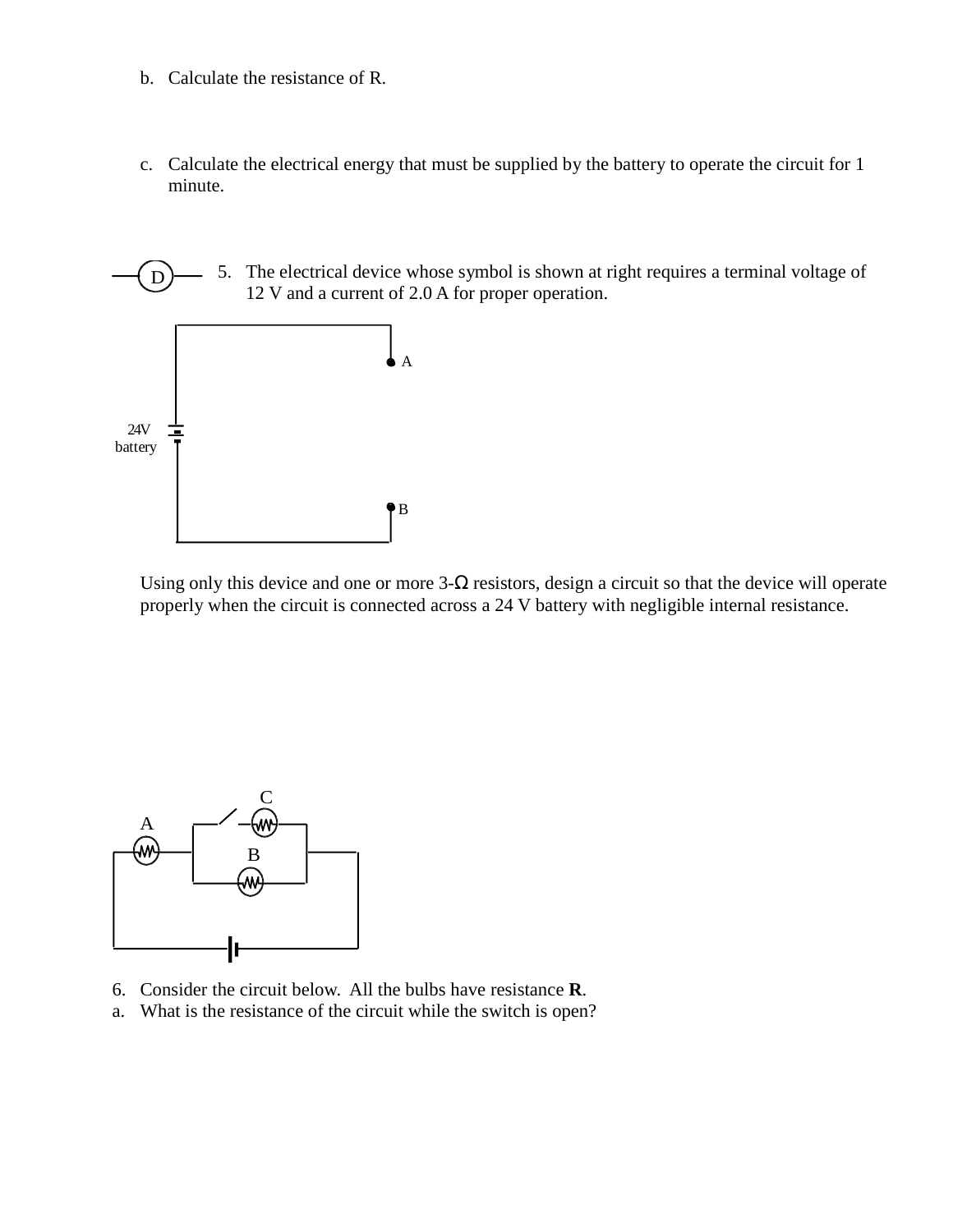b. Calculate the resistance of R.

c. Calculate the electrical energy that must be supplied by the battery to operate the circuit for 1 minute.

5. The electrical device whose symbol is shown at right requires a terminal voltage of 12 V and a current of 2.0 A for proper operation.

D

A

24V battery

B

Using only this device and one or more 3-Ω resistors, design a circuit so that the device will operate properly when the circuit is connected across a 24 V battery with negligible internal resistance.

C

A

B

6. Consider the circuit below. All the bulbs have resistance **R**.

a. What is the resistance of the circuit while the switch is open?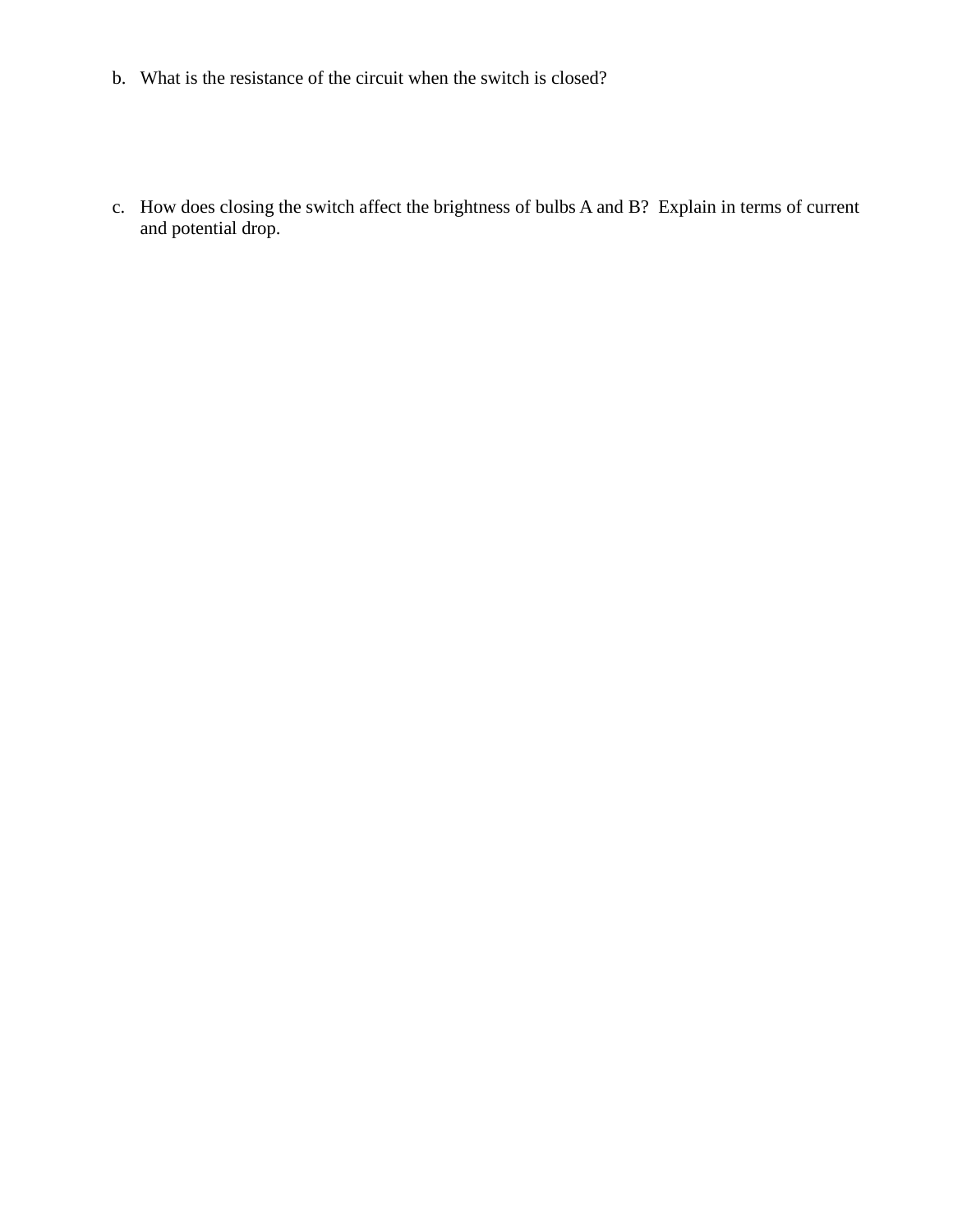b. What is the resistance of the circuit when the switch is closed?

c. How does closing the switch affect the brightness of bulbs A and B? Explain in terms of current and potential drop.